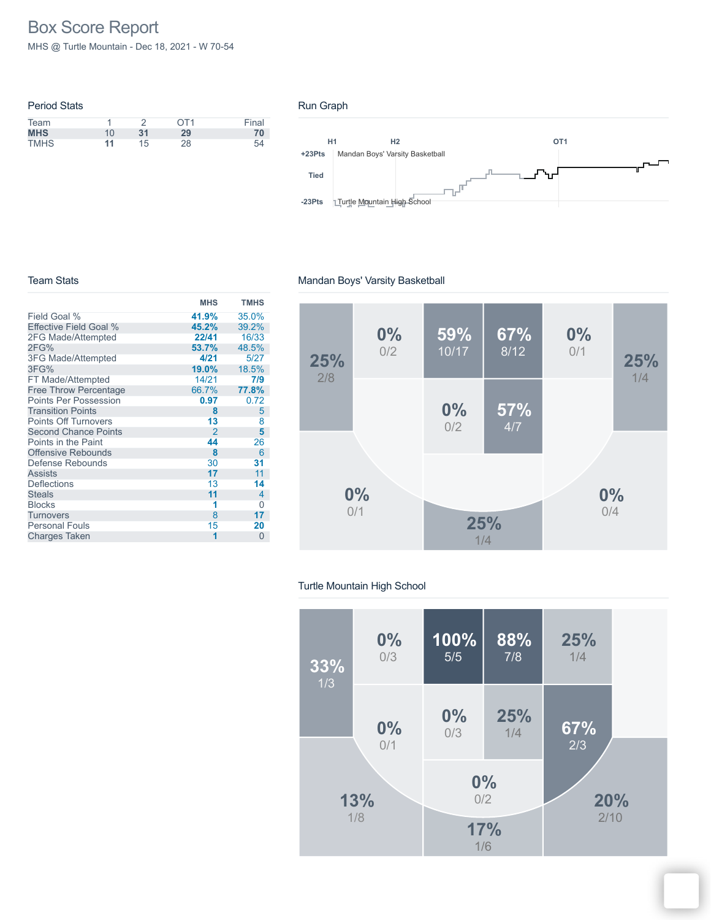# Box Score Report

MHS @ Turtle Mountain - Dec 18, 2021 - W 70-54

## Period Stats

| Team | 1 | 2 | OT1 | Final |
|---|---|---|---|---|
| **MHS** | 10 | **31** | **29** | **70** |
| TMHS | **11** | 15 | 28 | 54 |

## Run Graph

H1 H2 OT1

+23Pts Mandan Boys' Varsity Basketball

Tied

-23Pts Turtle Mountain High School

## Team Stats

| | MHS | TMHS |
|---|---|---|
| Field Goal % | **41.9%** | 35.0% |
| Effective Field Goal % | **45.2%** | 39.2% |
| 2FG Made/Attempted | **22/41** | 16/33 |
| 2FG% | **53.7%** | 48.5% |
| 3FG Made/Attempted | **4/21** | 5/27 |
| 3FG% | **19.0%** | 18.5% |
| FT Made/Attempted | 14/21 | **7/9** |
| Free Throw Percentage | 66.7% | **77.8%** |
| Points Per Possession | **0.97** | 0.72 |
| Transition Points | **8** | 5 |
| Points Off Turnovers | **13** | 8 |
| Second Chance Points | 2 | **5** |
| Points in the Paint | **44** | 26 |
| Offensive Rebounds | **8** | 6 |
| Defense Rebounds | 30 | **31** |
| Assists | **17** | 11 |
| Deflections | 13 | **14** |
| Steals | **11** | 4 |
| Blocks | **1** | 0 |
| Turnovers | 8 | **17** |
| Personal Fouls | 15 | **20** |
| Charges Taken | **1** | 0 |

## Mandan Boys' Varsity Basketball

25% 2/8 | 0% 0/2 | 59% 10/17 | 67% 8/12 | 0% 0/1 | 25% 1/4

0% 0/2 | 57% 4/7

0% 0/1 | 25% 1/4 | 0% 0/4

## Turtle Mountain High School

33% 1/3 | 0% 0/3 | 100% 5/5 | 88% 7/8 | 25% 1/4

0% 0/1 | 0% 0/3 | 25% 1/4 | 67% 2/3

0% 0/2

13% 1/8 | 17% 1/6 | 20% 2/10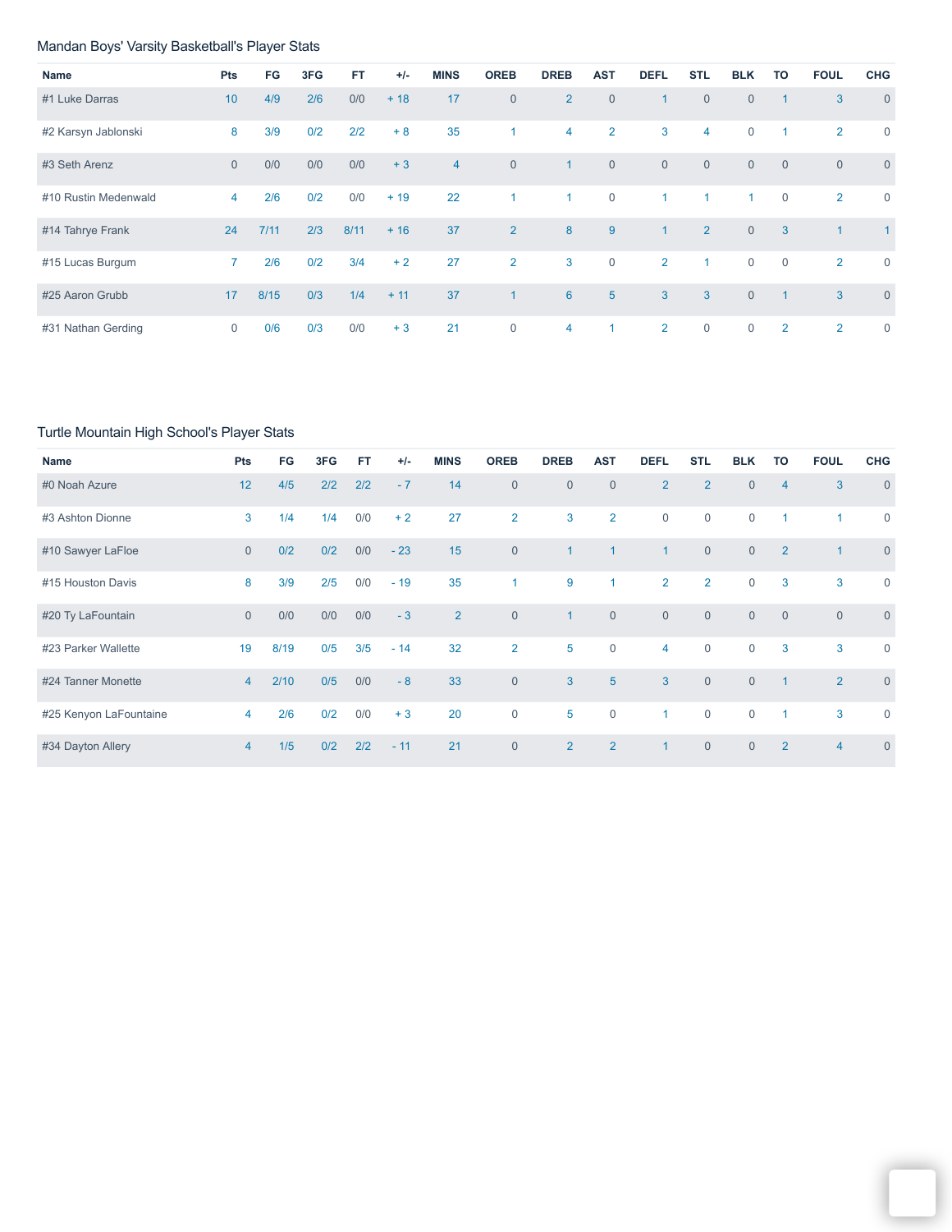Mandan Boys' Varsity Basketball's Player Stats

| Name | Pts | FG | 3FG | FT | +/- | MINS | OREB | DREB | AST | DEFL | STL | BLK | TO | FOUL | CHG |
|---|---|---|---|---|---|---|---|---|---|---|---|---|---|---|---|
| #1 Luke Darras | 10 | 4/9 | 2/6 | 0/0 | + 18 | 17 | 0 | 2 | 0 | 1 | 0 | 0 | 1 | 3 | 0 |
| #2 Karsyn Jablonski | 8 | 3/9 | 0/2 | 2/2 | + 8 | 35 | 1 | 4 | 2 | 3 | 4 | 0 | 1 | 2 | 0 |
| #3 Seth Arenz | 0 | 0/0 | 0/0 | 0/0 | + 3 | 4 | 0 | 1 | 0 | 0 | 0 | 0 | 0 | 0 | 0 |
| #10 Rustin Medenwald | 4 | 2/6 | 0/2 | 0/0 | + 19 | 22 | 1 | 1 | 0 | 1 | 1 | 1 | 0 | 2 | 0 |
| #14 Tahrye Frank | 24 | 7/11 | 2/3 | 8/11 | + 16 | 37 | 2 | 8 | 9 | 1 | 2 | 0 | 3 | 1 | 1 |
| #15 Lucas Burgum | 7 | 2/6 | 0/2 | 3/4 | + 2 | 27 | 2 | 3 | 0 | 2 | 1 | 0 | 0 | 2 | 0 |
| #25 Aaron Grubb | 17 | 8/15 | 0/3 | 1/4 | + 11 | 37 | 1 | 6 | 5 | 3 | 3 | 0 | 1 | 3 | 0 |
| #31 Nathan Gerding | 0 | 0/6 | 0/3 | 0/0 | + 3 | 21 | 0 | 4 | 1 | 2 | 0 | 0 | 2 | 2 | 0 |

Turtle Mountain High School's Player Stats

| Name | Pts | FG | 3FG | FT | +/- | MINS | OREB | DREB | AST | DEFL | STL | BLK | TO | FOUL | CHG |
|---|---|---|---|---|---|---|---|---|---|---|---|---|---|---|---|
| #0 Noah Azure | 12 | 4/5 | 2/2 | 2/2 | - 7 | 14 | 0 | 0 | 0 | 2 | 2 | 0 | 4 | 3 | 0 |
| #3 Ashton Dionne | 3 | 1/4 | 1/4 | 0/0 | + 2 | 27 | 2 | 3 | 2 | 0 | 0 | 0 | 1 | 1 | 0 |
| #10 Sawyer LaFloe | 0 | 0/2 | 0/2 | 0/0 | - 23 | 15 | 0 | 1 | 1 | 1 | 0 | 0 | 2 | 1 | 0 |
| #15 Houston Davis | 8 | 3/9 | 2/5 | 0/0 | - 19 | 35 | 1 | 9 | 1 | 2 | 2 | 0 | 3 | 3 | 0 |
| #20 Ty LaFountain | 0 | 0/0 | 0/0 | 0/0 | - 3 | 2 | 0 | 1 | 0 | 0 | 0 | 0 | 0 | 0 | 0 |
| #23 Parker Wallette | 19 | 8/19 | 0/5 | 3/5 | - 14 | 32 | 2 | 5 | 0 | 4 | 0 | 0 | 3 | 3 | 0 |
| #24 Tanner Monette | 4 | 2/10 | 0/5 | 0/0 | - 8 | 33 | 0 | 3 | 5 | 3 | 0 | 0 | 1 | 2 | 0 |
| #25 Kenyon LaFountaine | 4 | 2/6 | 0/2 | 0/0 | + 3 | 20 | 0 | 5 | 0 | 1 | 0 | 0 | 1 | 3 | 0 |
| #34 Dayton Allery | 4 | 1/5 | 0/2 | 2/2 | - 11 | 21 | 0 | 2 | 2 | 1 | 0 | 0 | 2 | 4 | 0 |